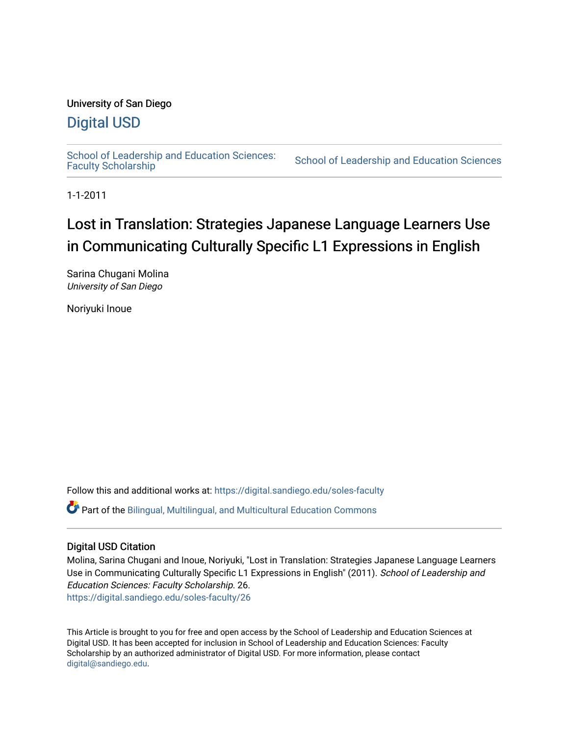University of San Diego

# Digital USD

School of Leadership and Education Sciences: Faculty Scholarship | School of Leadership and Education Sciences

1-1-2011

# Lost in Translation: Strategies Japanese Language Learners Use in Communicating Culturally Specific L1 Expressions in English

Sarina Chugani Molina
*University of San Diego*

Noriyuki Inoue

Follow this and additional works at: https://digital.sandiego.edu/soles-faculty

Part of the Bilingual, Multilingual, and Multicultural Education Commons

## Digital USD Citation

Molina, Sarina Chugani and Inoue, Noriyuki, "Lost in Translation: Strategies Japanese Language Learners Use in Communicating Culturally Specific L1 Expressions in English" (2011). *School of Leadership and Education Sciences: Faculty Scholarship*. 26.
https://digital.sandiego.edu/soles-faculty/26

This Article is brought to you for free and open access by the School of Leadership and Education Sciences at Digital USD. It has been accepted for inclusion in School of Leadership and Education Sciences: Faculty Scholarship by an authorized administrator of Digital USD. For more information, please contact digital@sandiego.edu.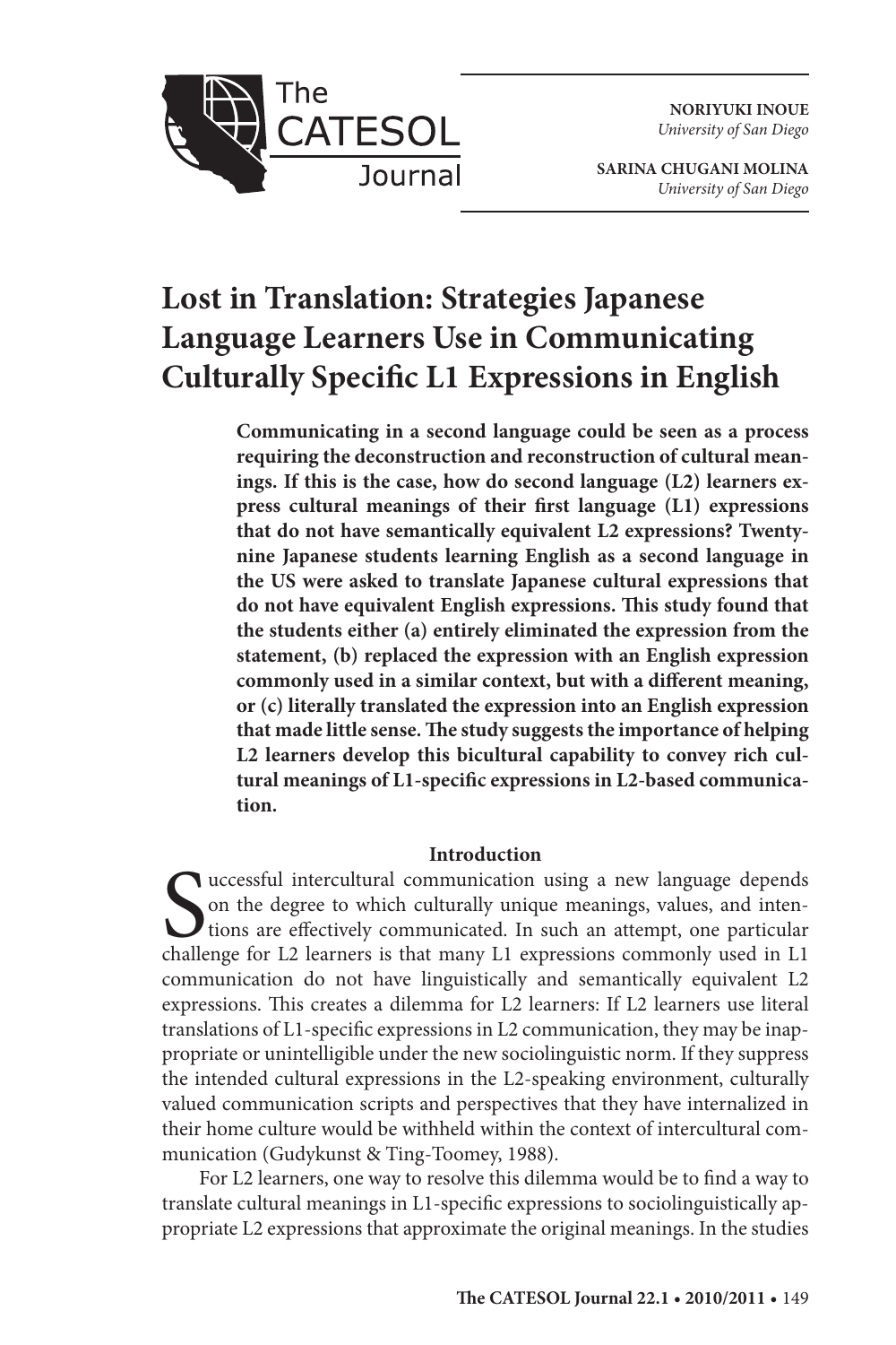NORIYUKI INOUE
*University of San Diego*

SARINA CHUGANI MOLINA
*University of San Diego*

# Lost in Translation: Strategies Japanese Language Learners Use in Communicating Culturally Specific L1 Expressions in English

**Communicating in a second language could be seen as a process requiring the deconstruction and reconstruction of cultural meanings. If this is the case, how do second language (L2) learners express cultural meanings of their first language (L1) expressions that do not have semantically equivalent L2 expressions? Twenty-nine Japanese students learning English as a second language in the US were asked to translate Japanese cultural expressions that do not have equivalent English expressions. This study found that the students either (a) entirely eliminated the expression from the statement, (b) replaced the expression with an English expression commonly used in a similar context, but with a different meaning, or (c) literally translated the expression into an English expression that made little sense. The study suggests the importance of helping L2 learners develop this bicultural capability to convey rich cultural meanings of L1-specific expressions in L2-based communication.**

## Introduction

Successful intercultural communication using a new language depends on the degree to which culturally unique meanings, values, and intentions are effectively communicated. In such an attempt, one particular challenge for L2 learners is that many L1 expressions commonly used in L1 communication do not have linguistically and semantically equivalent L2 expressions. This creates a dilemma for L2 learners: If L2 learners use literal translations of L1-specific expressions in L2 communication, they may be inappropriate or unintelligible under the new sociolinguistic norm. If they suppress the intended cultural expressions in the L2-speaking environment, culturally valued communication scripts and perspectives that they have internalized in their home culture would be withheld within the context of intercultural communication (Gudykunst & Ting-Toomey, 1988).

For L2 learners, one way to resolve this dilemma would be to find a way to translate cultural meanings in L1-specific expressions to sociolinguistically appropriate L2 expressions that approximate the original meanings. In the studies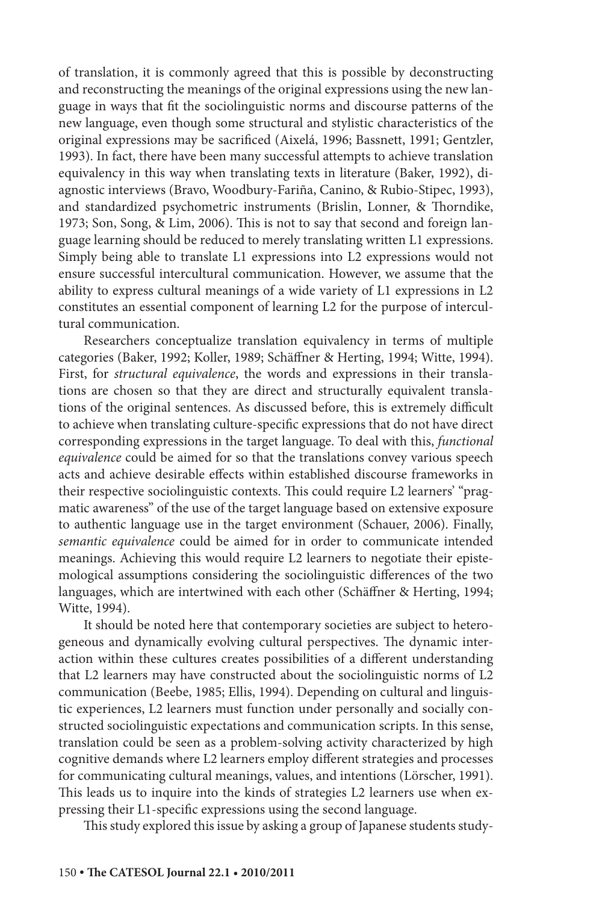of translation, it is commonly agreed that this is possible by deconstructing and reconstructing the meanings of the original expressions using the new language in ways that fit the sociolinguistic norms and discourse patterns of the new language, even though some structural and stylistic characteristics of the original expressions may be sacrificed (Aixelá, 1996; Bassnett, 1991; Gentzler, 1993). In fact, there have been many successful attempts to achieve translation equivalency in this way when translating texts in literature (Baker, 1992), diagnostic interviews (Bravo, Woodbury-Fariña, Canino, & Rubio-Stipec, 1993), and standardized psychometric instruments (Brislin, Lonner, & Thorndike, 1973; Son, Song, & Lim, 2006). This is not to say that second and foreign language learning should be reduced to merely translating written L1 expressions. Simply being able to translate L1 expressions into L2 expressions would not ensure successful intercultural communication. However, we assume that the ability to express cultural meanings of a wide variety of L1 expressions in L2 constitutes an essential component of learning L2 for the purpose of intercultural communication.

Researchers conceptualize translation equivalency in terms of multiple categories (Baker, 1992; Koller, 1989; Schäffner & Herting, 1994; Witte, 1994). First, for *structural equivalence*, the words and expressions in their translations are chosen so that they are direct and structurally equivalent translations of the original sentences. As discussed before, this is extremely difficult to achieve when translating culture-specific expressions that do not have direct corresponding expressions in the target language. To deal with this, *functional equivalence* could be aimed for so that the translations convey various speech acts and achieve desirable effects within established discourse frameworks in their respective sociolinguistic contexts. This could require L2 learners' "pragmatic awareness" of the use of the target language based on extensive exposure to authentic language use in the target environment (Schauer, 2006). Finally, *semantic equivalence* could be aimed for in order to communicate intended meanings. Achieving this would require L2 learners to negotiate their epistemological assumptions considering the sociolinguistic differences of the two languages, which are intertwined with each other (Schäffner & Herting, 1994; Witte, 1994).

It should be noted here that contemporary societies are subject to heterogeneous and dynamically evolving cultural perspectives. The dynamic interaction within these cultures creates possibilities of a different understanding that L2 learners may have constructed about the sociolinguistic norms of L2 communication (Beebe, 1985; Ellis, 1994). Depending on cultural and linguistic experiences, L2 learners must function under personally and socially constructed sociolinguistic expectations and communication scripts. In this sense, translation could be seen as a problem-solving activity characterized by high cognitive demands where L2 learners employ different strategies and processes for communicating cultural meanings, values, and intentions (Lörscher, 1991). This leads us to inquire into the kinds of strategies L2 learners use when expressing their L1-specific expressions using the second language.

This study explored this issue by asking a group of Japanese students study-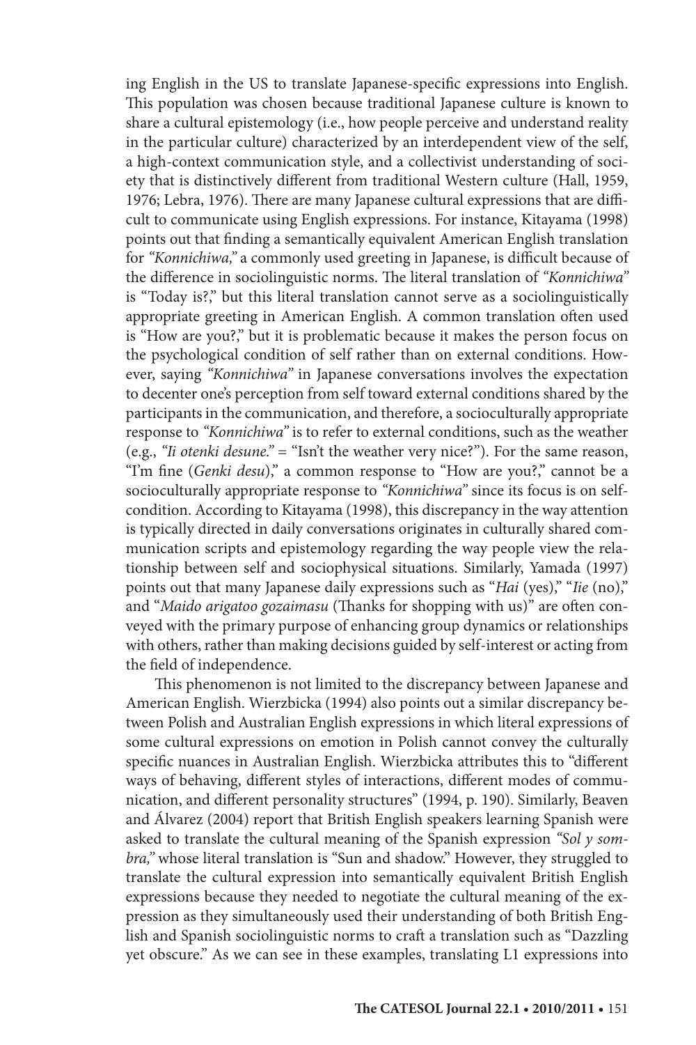ing English in the US to translate Japanese-specific expressions into English. This population was chosen because traditional Japanese culture is known to share a cultural epistemology (i.e., how people perceive and understand reality in the particular culture) characterized by an interdependent view of the self, a high-context communication style, and a collectivist understanding of society that is distinctively different from traditional Western culture (Hall, 1959, 1976; Lebra, 1976). There are many Japanese cultural expressions that are difficult to communicate using English expressions. For instance, Kitayama (1998) points out that finding a semantically equivalent American English translation for *"Konnichiwa,"* a commonly used greeting in Japanese, is difficult because of the difference in sociolinguistic norms. The literal translation of *"Konnichiwa"* is "Today is?," but this literal translation cannot serve as a sociolinguistically appropriate greeting in American English. A common translation often used is "How are you?," but it is problematic because it makes the person focus on the psychological condition of self rather than on external conditions. However, saying *"Konnichiwa"* in Japanese conversations involves the expectation to decenter one's perception from self toward external conditions shared by the participants in the communication, and therefore, a socioculturally appropriate response to *"Konnichiwa"* is to refer to external conditions, such as the weather (e.g., *"Ii otenki desune."* = "Isn't the weather very nice?"). For the same reason, "I'm fine (*Genki desu*)," a common response to "How are you?," cannot be a socioculturally appropriate response to *"Konnichiwa"* since its focus is on self-condition. According to Kitayama (1998), this discrepancy in the way attention is typically directed in daily conversations originates in culturally shared communication scripts and epistemology regarding the way people view the relationship between self and sociophysical situations. Similarly, Yamada (1997) points out that many Japanese daily expressions such as "*Hai* (yes)," "*Iie* (no)," and "*Maido arigatoo gozaimasu* (Thanks for shopping with us)" are often conveyed with the primary purpose of enhancing group dynamics or relationships with others, rather than making decisions guided by self-interest or acting from the field of independence.

This phenomenon is not limited to the discrepancy between Japanese and American English. Wierzbicka (1994) also points out a similar discrepancy between Polish and Australian English expressions in which literal expressions of some cultural expressions on emotion in Polish cannot convey the culturally specific nuances in Australian English. Wierzbicka attributes this to "different ways of behaving, different styles of interactions, different modes of communication, and different personality structures" (1994, p. 190). Similarly, Beaven and Álvarez (2004) report that British English speakers learning Spanish were asked to translate the cultural meaning of the Spanish expression *"Sol y sombra,"* whose literal translation is "Sun and shadow." However, they struggled to translate the cultural expression into semantically equivalent British English expressions because they needed to negotiate the cultural meaning of the expression as they simultaneously used their understanding of both British English and Spanish sociolinguistic norms to craft a translation such as "Dazzling yet obscure." As we can see in these examples, translating L1 expressions into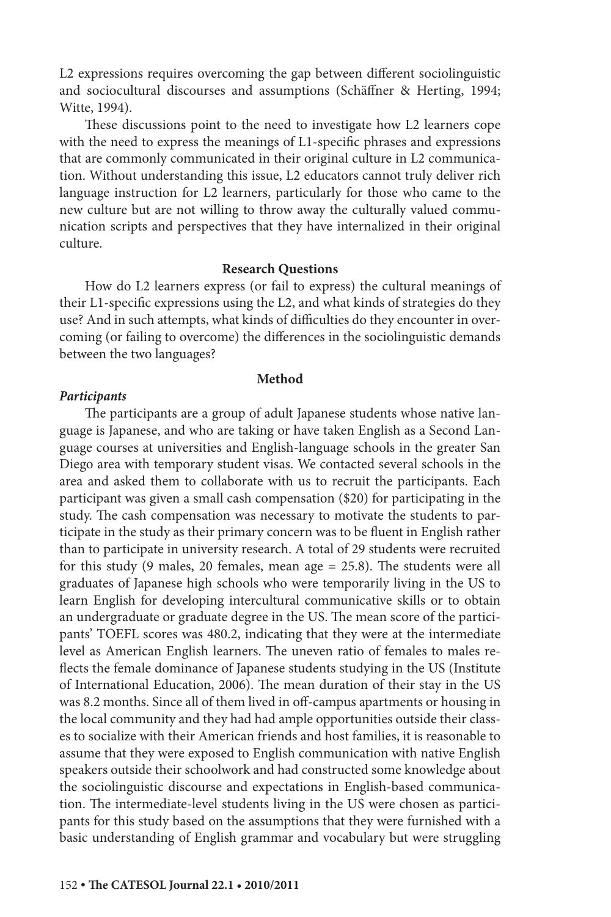L2 expressions requires overcoming the gap between different sociolinguistic and sociocultural discourses and assumptions (Schäffner & Herting, 1994; Witte, 1994).

These discussions point to the need to investigate how L2 learners cope with the need to express the meanings of L1-specific phrases and expressions that are commonly communicated in their original culture in L2 communication. Without understanding this issue, L2 educators cannot truly deliver rich language instruction for L2 learners, particularly for those who came to the new culture but are not willing to throw away the culturally valued communication scripts and perspectives that they have internalized in their original culture.

## Research Questions

How do L2 learners express (or fail to express) the cultural meanings of their L1-specific expressions using the L2, and what kinds of strategies do they use? And in such attempts, what kinds of difficulties do they encounter in overcoming (or failing to overcome) the differences in the sociolinguistic demands between the two languages?

## Method

### *Participants*

The participants are a group of adult Japanese students whose native language is Japanese, and who are taking or have taken English as a Second Language courses at universities and English-language schools in the greater San Diego area with temporary student visas. We contacted several schools in the area and asked them to collaborate with us to recruit the participants. Each participant was given a small cash compensation ($20) for participating in the study. The cash compensation was necessary to motivate the students to participate in the study as their primary concern was to be fluent in English rather than to participate in university research. A total of 29 students were recruited for this study (9 males, 20 females, mean age = 25.8). The students were all graduates of Japanese high schools who were temporarily living in the US to learn English for developing intercultural communicative skills or to obtain an undergraduate or graduate degree in the US. The mean score of the participants' TOEFL scores was 480.2, indicating that they were at the intermediate level as American English learners. The uneven ratio of females to males reflects the female dominance of Japanese students studying in the US (Institute of International Education, 2006). The mean duration of their stay in the US was 8.2 months. Since all of them lived in off-campus apartments or housing in the local community and they had had ample opportunities outside their classes to socialize with their American friends and host families, it is reasonable to assume that they were exposed to English communication with native English speakers outside their schoolwork and had constructed some knowledge about the sociolinguistic discourse and expectations in English-based communication. The intermediate-level students living in the US were chosen as participants for this study based on the assumptions that they were furnished with a basic understanding of English grammar and vocabulary but were struggling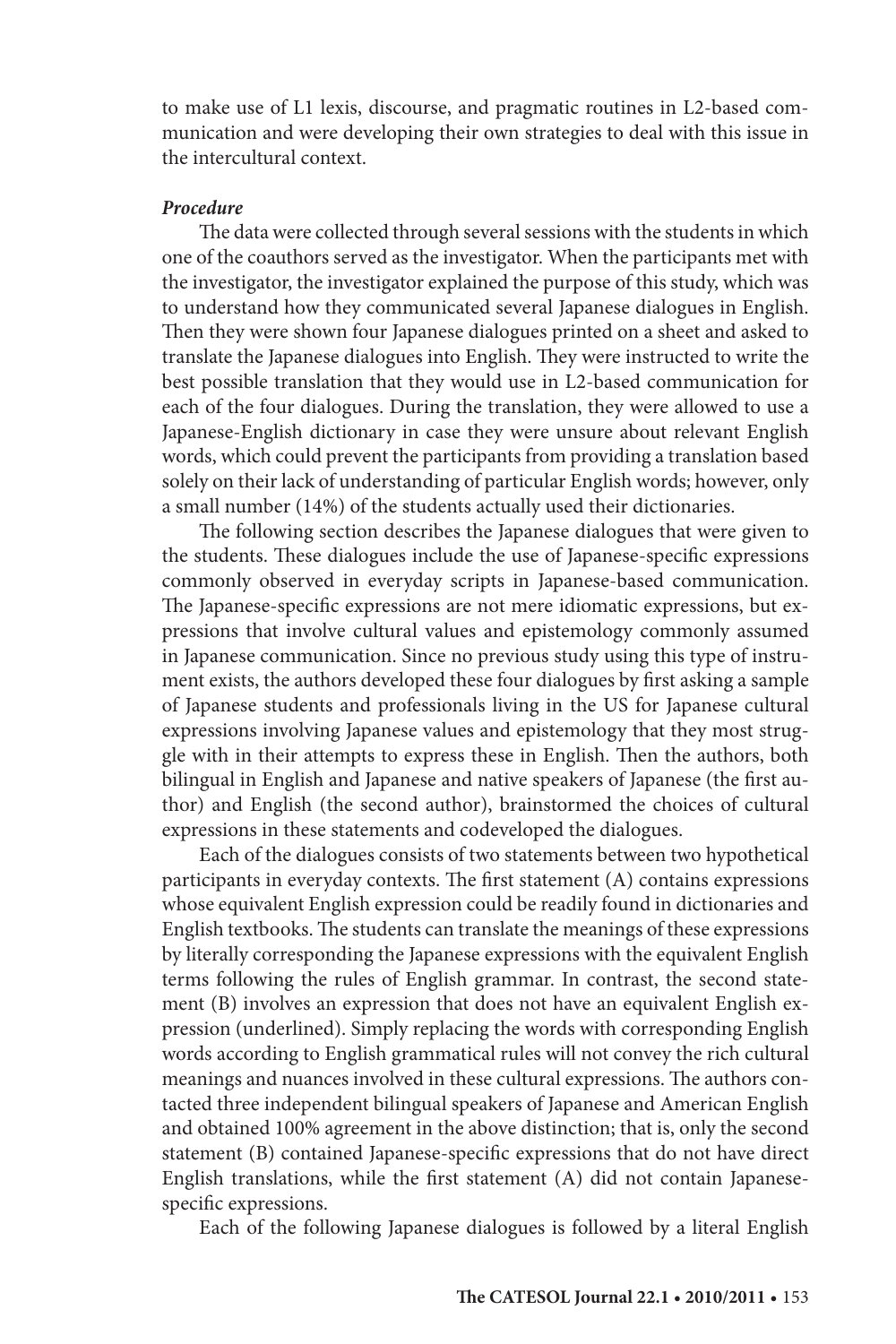to make use of L1 lexis, discourse, and pragmatic routines in L2-based communication and were developing their own strategies to deal with this issue in the intercultural context.

***Procedure***

The data were collected through several sessions with the students in which one of the coauthors served as the investigator. When the participants met with the investigator, the investigator explained the purpose of this study, which was to understand how they communicated several Japanese dialogues in English. Then they were shown four Japanese dialogues printed on a sheet and asked to translate the Japanese dialogues into English. They were instructed to write the best possible translation that they would use in L2-based communication for each of the four dialogues. During the translation, they were allowed to use a Japanese-English dictionary in case they were unsure about relevant English words, which could prevent the participants from providing a translation based solely on their lack of understanding of particular English words; however, only a small number (14%) of the students actually used their dictionaries.

The following section describes the Japanese dialogues that were given to the students. These dialogues include the use of Japanese-specific expressions commonly observed in everyday scripts in Japanese-based communication. The Japanese-specific expressions are not mere idiomatic expressions, but expressions that involve cultural values and epistemology commonly assumed in Japanese communication. Since no previous study using this type of instrument exists, the authors developed these four dialogues by first asking a sample of Japanese students and professionals living in the US for Japanese cultural expressions involving Japanese values and epistemology that they most struggle with in their attempts to express these in English. Then the authors, both bilingual in English and Japanese and native speakers of Japanese (the first author) and English (the second author), brainstormed the choices of cultural expressions in these statements and codeveloped the dialogues.

Each of the dialogues consists of two statements between two hypothetical participants in everyday contexts. The first statement (A) contains expressions whose equivalent English expression could be readily found in dictionaries and English textbooks. The students can translate the meanings of these expressions by literally corresponding the Japanese expressions with the equivalent English terms following the rules of English grammar. In contrast, the second statement (B) involves an expression that does not have an equivalent English expression (underlined). Simply replacing the words with corresponding English words according to English grammatical rules will not convey the rich cultural meanings and nuances involved in these cultural expressions. The authors contacted three independent bilingual speakers of Japanese and American English and obtained 100% agreement in the above distinction; that is, only the second statement (B) contained Japanese-specific expressions that do not have direct English translations, while the first statement (A) did not contain Japanese-specific expressions.

Each of the following Japanese dialogues is followed by a literal English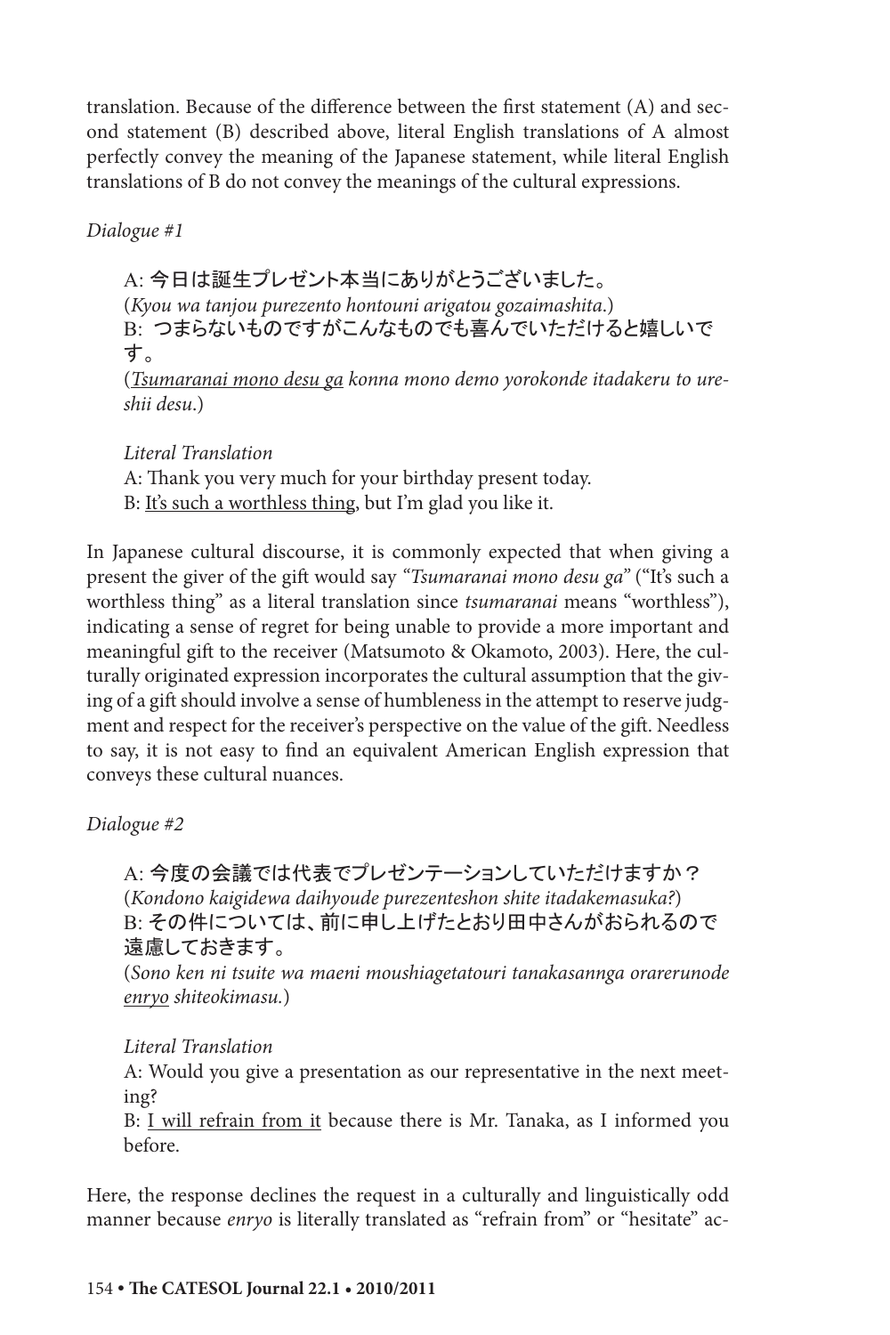translation. Because of the difference between the first statement (A) and second statement (B) described above, literal English translations of A almost perfectly convey the meaning of the Japanese statement, while literal English translations of B do not convey the meanings of the cultural expressions.

*Dialogue #1*

> A: 今日は誕生プレゼント本当にありがとうございました。
> (*Kyou wa tanjou purezento hontouni arigatou gozaimashita.*)
> B: つまらないものですがこんなものでも喜んでいただけると嬉しいです。
> (<u>*Tsumaranai mono desu ga*</u> *konna mono demo yorokonde itadakeru to ureshii desu.*)
>
> *Literal Translation*
> A: Thank you very much for your birthday present today.
> B: <u>It's such a worthless thing</u>, but I'm glad you like it.

In Japanese cultural discourse, it is commonly expected that when giving a present the giver of the gift would say "*Tsumaranai mono desu ga*" ("It's such a worthless thing" as a literal translation since *tsumaranai* means "worthless"), indicating a sense of regret for being unable to provide a more important and meaningful gift to the receiver (Matsumoto & Okamoto, 2003). Here, the culturally originated expression incorporates the cultural assumption that the giving of a gift should involve a sense of humbleness in the attempt to reserve judgment and respect for the receiver's perspective on the value of the gift. Needless to say, it is not easy to find an equivalent American English expression that conveys these cultural nuances.

*Dialogue #2*

> A: 今度の会議では代表でプレゼンテーションしていただけますか？
> (*Kondono kaigidewa daihyoude purezenteshon shite itadakemasuka?*)
> B: その件については、前に申し上げたとおり田中さんがおられるので遠慮しておきます。
> (*Sono ken ni tsuite wa maeni moushiagetatouri tanakasannga orarerunode* <u>*enryo*</u> *shiteokimasu.*)
>
> *Literal Translation*
> A: Would you give a presentation as our representative in the next meeting?
> B: <u>I will refrain from it</u> because there is Mr. Tanaka, as I informed you before.

Here, the response declines the request in a culturally and linguistically odd manner because *enryo* is literally translated as "refrain from" or "hesitate" ac-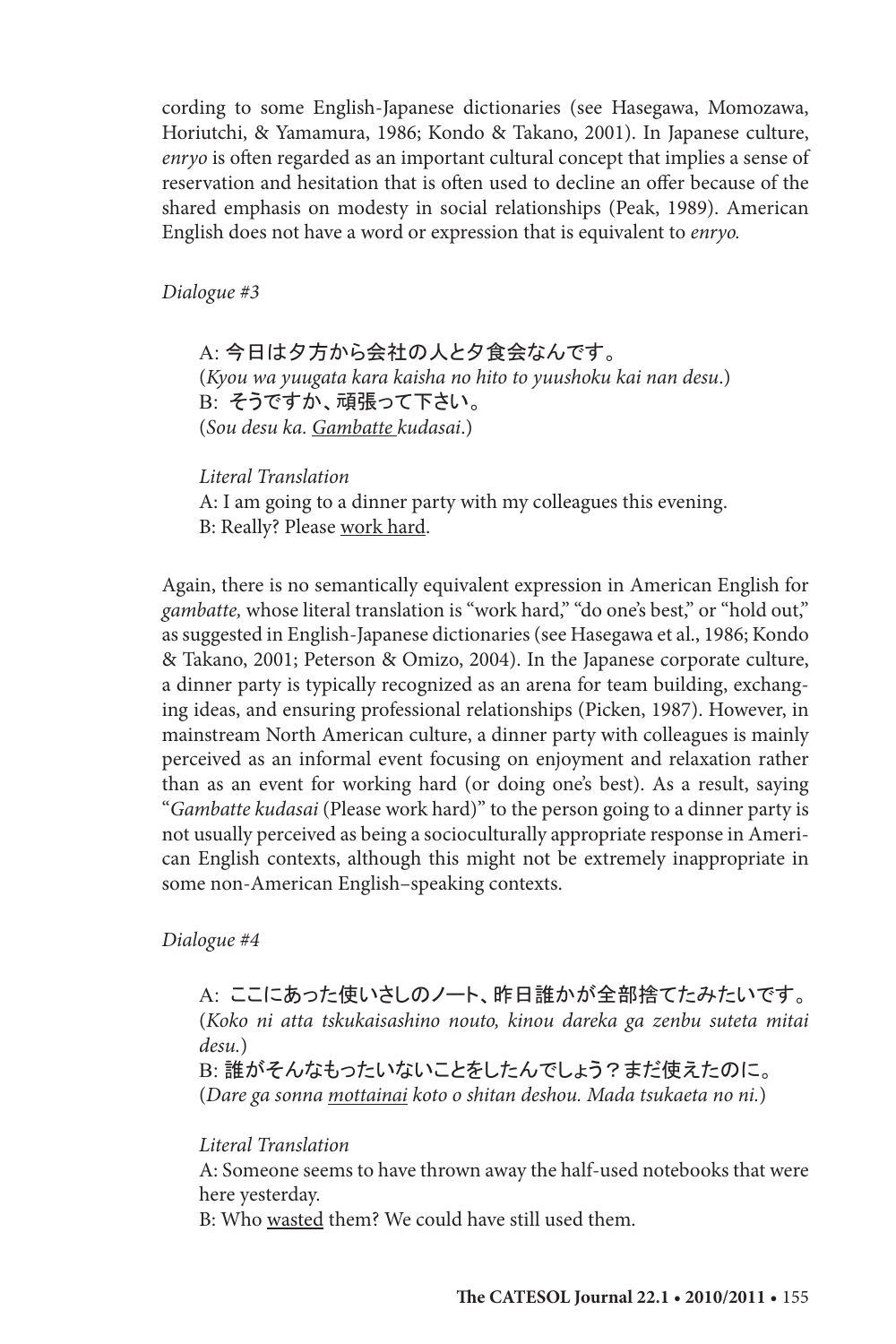cording to some English-Japanese dictionaries (see Hasegawa, Momozawa, Horiutchi, & Yamamura, 1986; Kondo & Takano, 2001). In Japanese culture, *enryo* is often regarded as an important cultural concept that implies a sense of reservation and hesitation that is often used to decline an offer because of the shared emphasis on modesty in social relationships (Peak, 1989). American English does not have a word or expression that is equivalent to *enryo.*

*Dialogue #3*

> A: 今日は夕方から会社の人と夕食会なんです。
> (*Kyou wa yuugata kara kaisha no hito to yuushoku kai nan desu*.)
> B: そうですか、頑張って下さい。
> (*Sou desu ka. <u>Gambatte</u> kudasai*.)
>
> *Literal Translation*
> A: I am going to a dinner party with my colleagues this evening.
> B: Really? Please <u>work hard</u>.

Again, there is no semantically equivalent expression in American English for *gambatte,* whose literal translation is "work hard," "do one's best," or "hold out," as suggested in English-Japanese dictionaries (see Hasegawa et al., 1986; Kondo & Takano, 2001; Peterson & Omizo, 2004). In the Japanese corporate culture, a dinner party is typically recognized as an arena for team building, exchanging ideas, and ensuring professional relationships (Picken, 1987). However, in mainstream North American culture, a dinner party with colleagues is mainly perceived as an informal event focusing on enjoyment and relaxation rather than as an event for working hard (or doing one's best). As a result, saying "*Gambatte kudasai* (Please work hard)" to the person going to a dinner party is not usually perceived as being a socioculturally appropriate response in American English contexts, although this might not be extremely inappropriate in some non-American English–speaking contexts.

*Dialogue #4*

> A: ここにあった使いさしのノート、昨日誰かが全部捨てたみたいです。
> (*Koko ni atta tskukaisashino nouto, kinou dareka ga zenbu suteta mitai desu.*)
> B: 誰がそんなもったいないことをしたんでしょう？まだ使えたのに。
> (*Dare ga sonna <u>mottainai</u> koto o shitan deshou. Mada tsukaeta no ni.*)
>
> *Literal Translation*
> A: Someone seems to have thrown away the half-used notebooks that were here yesterday.
> B: Who <u>wasted</u> them? We could have still used them.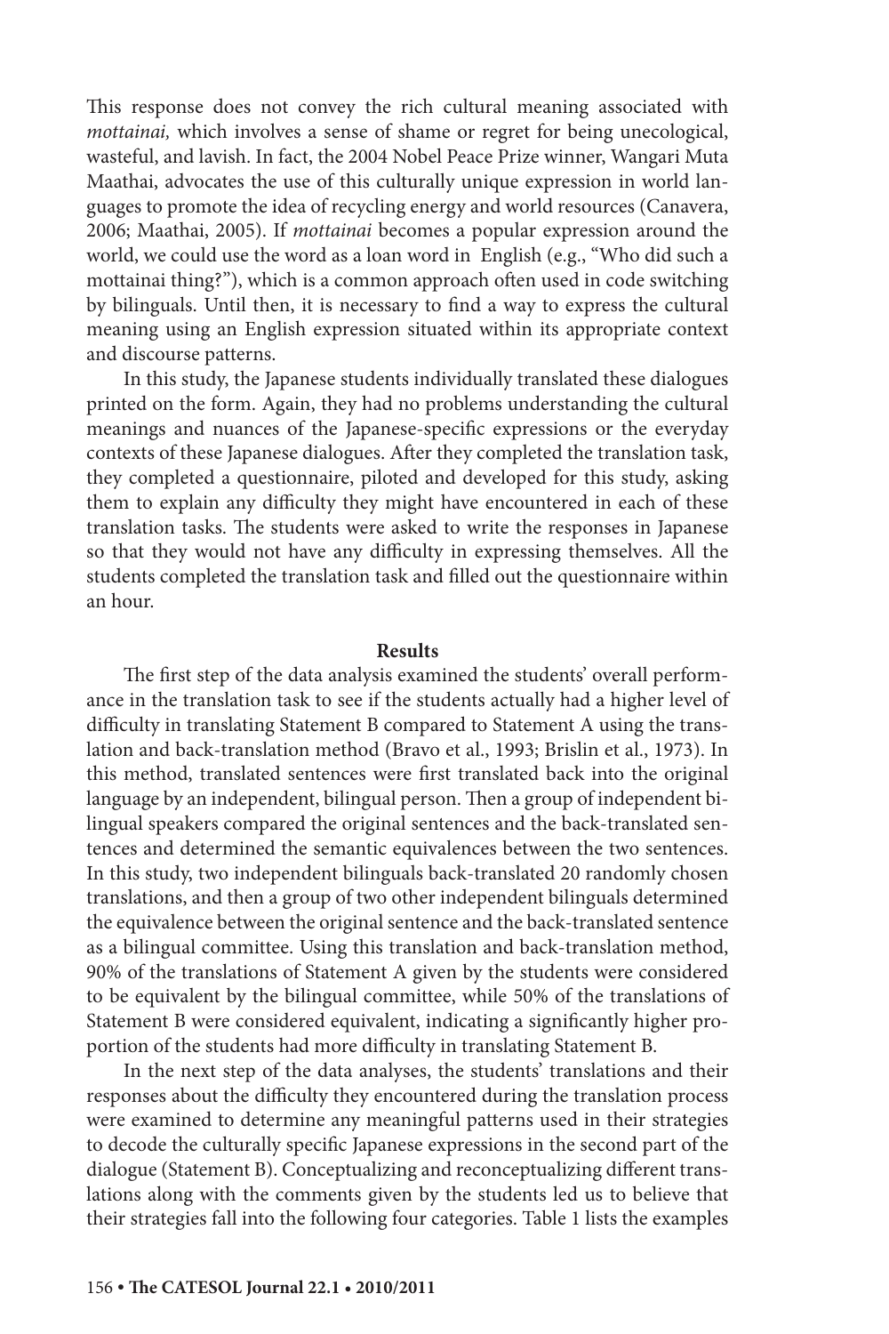This response does not convey the rich cultural meaning associated with *mottainai,* which involves a sense of shame or regret for being unecological, wasteful, and lavish. In fact, the 2004 Nobel Peace Prize winner, Wangari Muta Maathai, advocates the use of this culturally unique expression in world languages to promote the idea of recycling energy and world resources (Canavera, 2006; Maathai, 2005). If *mottainai* becomes a popular expression around the world, we could use the word as a loan word in English (e.g., "Who did such a mottainai thing?"), which is a common approach often used in code switching by bilinguals. Until then, it is necessary to find a way to express the cultural meaning using an English expression situated within its appropriate context and discourse patterns.

In this study, the Japanese students individually translated these dialogues printed on the form. Again, they had no problems understanding the cultural meanings and nuances of the Japanese-specific expressions or the everyday contexts of these Japanese dialogues. After they completed the translation task, they completed a questionnaire, piloted and developed for this study, asking them to explain any difficulty they might have encountered in each of these translation tasks. The students were asked to write the responses in Japanese so that they would not have any difficulty in expressing themselves. All the students completed the translation task and filled out the questionnaire within an hour.

## Results

The first step of the data analysis examined the students' overall performance in the translation task to see if the students actually had a higher level of difficulty in translating Statement B compared to Statement A using the translation and back-translation method (Bravo et al., 1993; Brislin et al., 1973). In this method, translated sentences were first translated back into the original language by an independent, bilingual person. Then a group of independent bilingual speakers compared the original sentences and the back-translated sentences and determined the semantic equivalences between the two sentences. In this study, two independent bilinguals back-translated 20 randomly chosen translations, and then a group of two other independent bilinguals determined the equivalence between the original sentence and the back-translated sentence as a bilingual committee. Using this translation and back-translation method, 90% of the translations of Statement A given by the students were considered to be equivalent by the bilingual committee, while 50% of the translations of Statement B were considered equivalent, indicating a significantly higher proportion of the students had more difficulty in translating Statement B.

In the next step of the data analyses, the students' translations and their responses about the difficulty they encountered during the translation process were examined to determine any meaningful patterns used in their strategies to decode the culturally specific Japanese expressions in the second part of the dialogue (Statement B). Conceptualizing and reconceptualizing different translations along with the comments given by the students led us to believe that their strategies fall into the following four categories. Table 1 lists the examples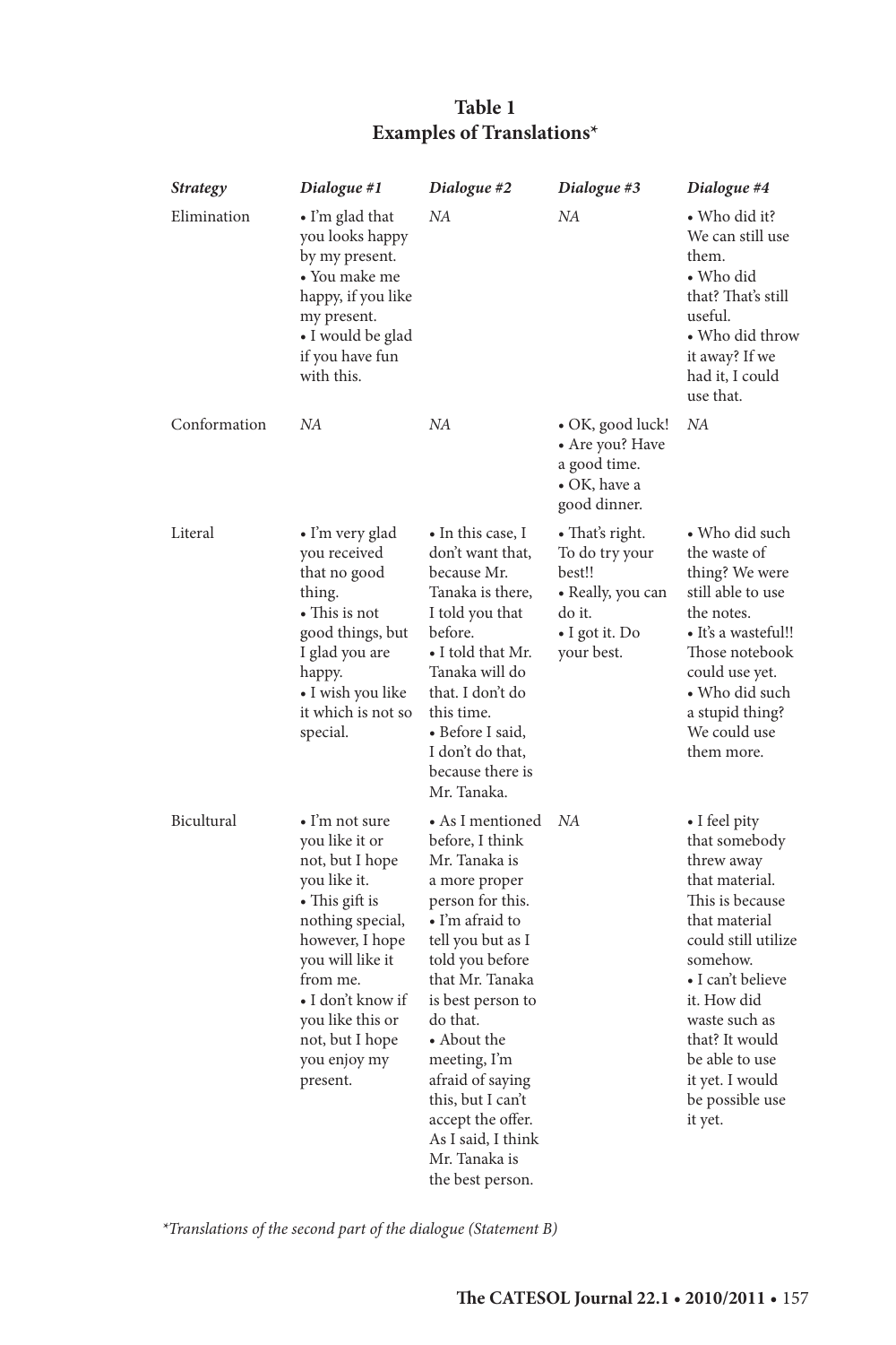**Table 1**
**Examples of Translations***

| *Strategy* | *Dialogue #1* | *Dialogue #2* | *Dialogue #3* | *Dialogue #4* |
|---|---|---|---|---|
| Elimination | • I'm glad that you looks happy by my present. • You make me happy, if you like my present. • I would be glad if you have fun with this. | *NA* | *NA* | • Who did it? We can still use them. • Who did that? That's still useful. • Who did throw it away? If we had it, I could use that. |
| Conformation | *NA* | *NA* | • OK, good luck! • Are you? Have a good time. • OK, have a good dinner. | *NA* |
| Literal | • I'm very glad you received that no good thing. • This is not good things, but I glad you are happy. • I wish you like it which is not so special. | • In this case, I don't want that, because Mr. Tanaka is there, I told you that before. • I told that Mr. Tanaka will do that. I don't do this time. • Before I said, I don't do that, because there is Mr. Tanaka. | • That's right. To do try your best!! • Really, you can do it. • I got it. Do your best. | • Who did such the waste of thing? We were still able to use the notes. • It's a wasteful!! Those notebook could use yet. • Who did such a stupid thing? We could use them more. |
| Bicultural | • I'm not sure you like it or not, but I hope you like it. • This gift is nothing special, however, I hope you will like it from me. • I don't know if you like this or not, but I hope you enjoy my present. | • As I mentioned before, I think Mr. Tanaka is a more proper person for this. • I'm afraid to tell you but as I told you before that Mr. Tanaka is best person to do that. • About the meeting, I'm afraid of saying this, but I can't accept the offer. As I said, I think Mr. Tanaka is the best person. | *NA* | • I feel pity that somebody threw away that material. This is because that material could still utilize somehow. • I can't believe it. How did waste such as that? It would be able to use it yet. I would be possible use it yet. |

**Translations of the second part of the dialogue (Statement B)*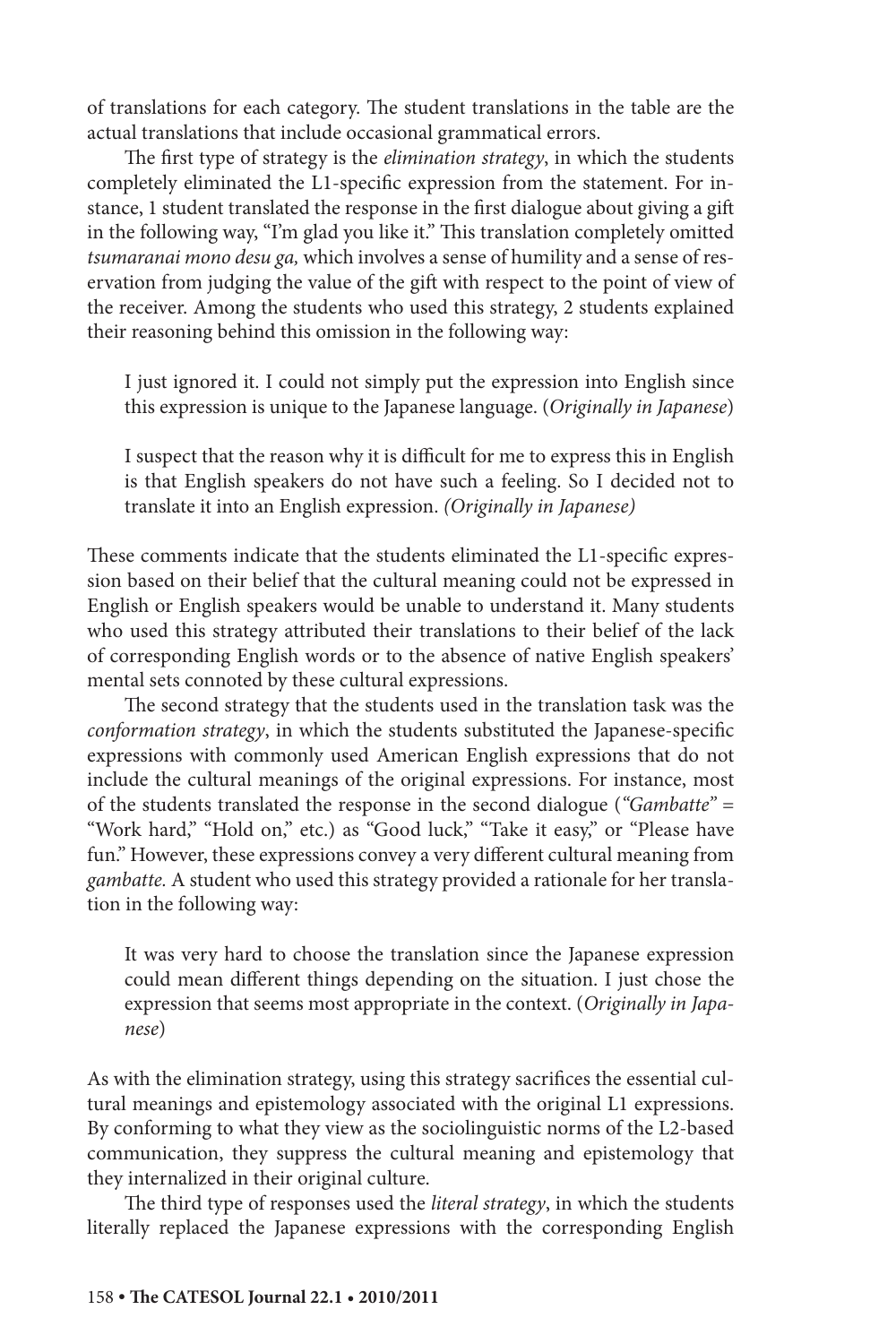of translations for each category. The student translations in the table are the actual translations that include occasional grammatical errors.

The first type of strategy is the *elimination strategy*, in which the students completely eliminated the L1-specific expression from the statement. For instance, 1 student translated the response in the first dialogue about giving a gift in the following way, "I'm glad you like it." This translation completely omitted *tsumaranai mono desu ga,* which involves a sense of humility and a sense of reservation from judging the value of the gift with respect to the point of view of the receiver. Among the students who used this strategy, 2 students explained their reasoning behind this omission in the following way:

> I just ignored it. I could not simply put the expression into English since this expression is unique to the Japanese language. (*Originally in Japanese*)

> I suspect that the reason why it is difficult for me to express this in English is that English speakers do not have such a feeling. So I decided not to translate it into an English expression. *(Originally in Japanese)*

These comments indicate that the students eliminated the L1-specific expression based on their belief that the cultural meaning could not be expressed in English or English speakers would be unable to understand it. Many students who used this strategy attributed their translations to their belief of the lack of corresponding English words or to the absence of native English speakers' mental sets connoted by these cultural expressions.

The second strategy that the students used in the translation task was the *conformation strategy*, in which the students substituted the Japanese-specific expressions with commonly used American English expressions that do not include the cultural meanings of the original expressions. For instance, most of the students translated the response in the second dialogue (*"Gambatte"* = "Work hard," "Hold on," etc.) as "Good luck," "Take it easy," or "Please have fun." However, these expressions convey a very different cultural meaning from *gambatte.* A student who used this strategy provided a rationale for her translation in the following way:

> It was very hard to choose the translation since the Japanese expression could mean different things depending on the situation. I just chose the expression that seems most appropriate in the context. (*Originally in Japanese*)

As with the elimination strategy, using this strategy sacrifices the essential cultural meanings and epistemology associated with the original L1 expressions. By conforming to what they view as the sociolinguistic norms of the L2-based communication, they suppress the cultural meaning and epistemology that they internalized in their original culture.

The third type of responses used the *literal strategy*, in which the students literally replaced the Japanese expressions with the corresponding English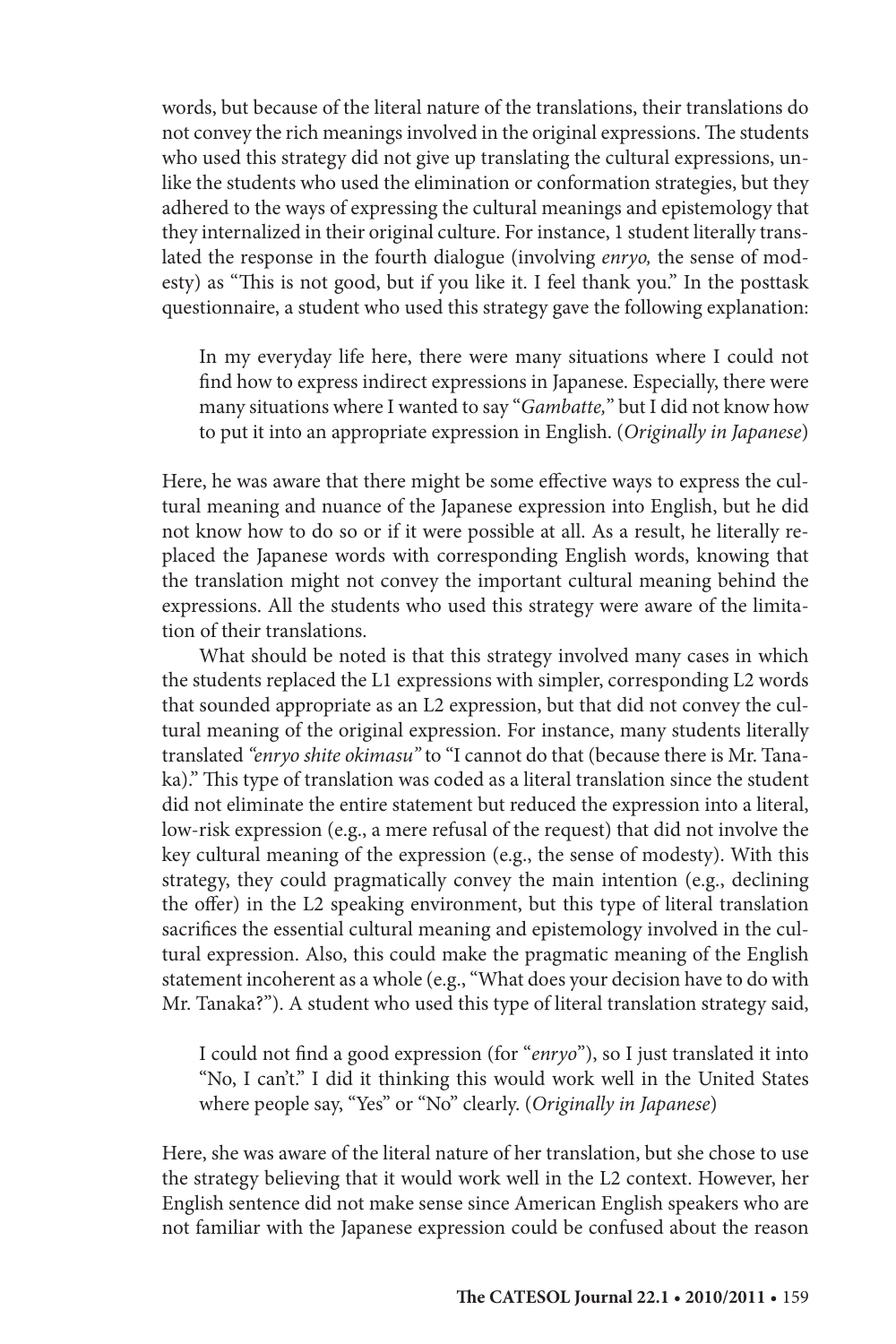words, but because of the literal nature of the translations, their translations do not convey the rich meanings involved in the original expressions. The students who used this strategy did not give up translating the cultural expressions, unlike the students who used the elimination or conformation strategies, but they adhered to the ways of expressing the cultural meanings and epistemology that they internalized in their original culture. For instance, 1 student literally translated the response in the fourth dialogue (involving *enryo,* the sense of modesty) as "This is not good, but if you like it. I feel thank you." In the posttask questionnaire, a student who used this strategy gave the following explanation:

> In my everyday life here, there were many situations where I could not find how to express indirect expressions in Japanese. Especially, there were many situations where I wanted to say "*Gambatte,*" but I did not know how to put it into an appropriate expression in English. (*Originally in Japanese*)

Here, he was aware that there might be some effective ways to express the cultural meaning and nuance of the Japanese expression into English, but he did not know how to do so or if it were possible at all. As a result, he literally replaced the Japanese words with corresponding English words, knowing that the translation might not convey the important cultural meaning behind the expressions. All the students who used this strategy were aware of the limitation of their translations.

What should be noted is that this strategy involved many cases in which the students replaced the L1 expressions with simpler, corresponding L2 words that sounded appropriate as an L2 expression, but that did not convey the cultural meaning of the original expression. For instance, many students literally translated *"enryo shite okimasu"* to "I cannot do that (because there is Mr. Tanaka)." This type of translation was coded as a literal translation since the student did not eliminate the entire statement but reduced the expression into a literal, low-risk expression (e.g., a mere refusal of the request) that did not involve the key cultural meaning of the expression (e.g., the sense of modesty). With this strategy, they could pragmatically convey the main intention (e.g., declining the offer) in the L2 speaking environment, but this type of literal translation sacrifices the essential cultural meaning and epistemology involved in the cultural expression. Also, this could make the pragmatic meaning of the English statement incoherent as a whole (e.g., "What does your decision have to do with Mr. Tanaka?"). A student who used this type of literal translation strategy said,

> I could not find a good expression (for "*enryo*"), so I just translated it into "No, I can't." I did it thinking this would work well in the United States where people say, "Yes" or "No" clearly. (*Originally in Japanese*)

Here, she was aware of the literal nature of her translation, but she chose to use the strategy believing that it would work well in the L2 context. However, her English sentence did not make sense since American English speakers who are not familiar with the Japanese expression could be confused about the reason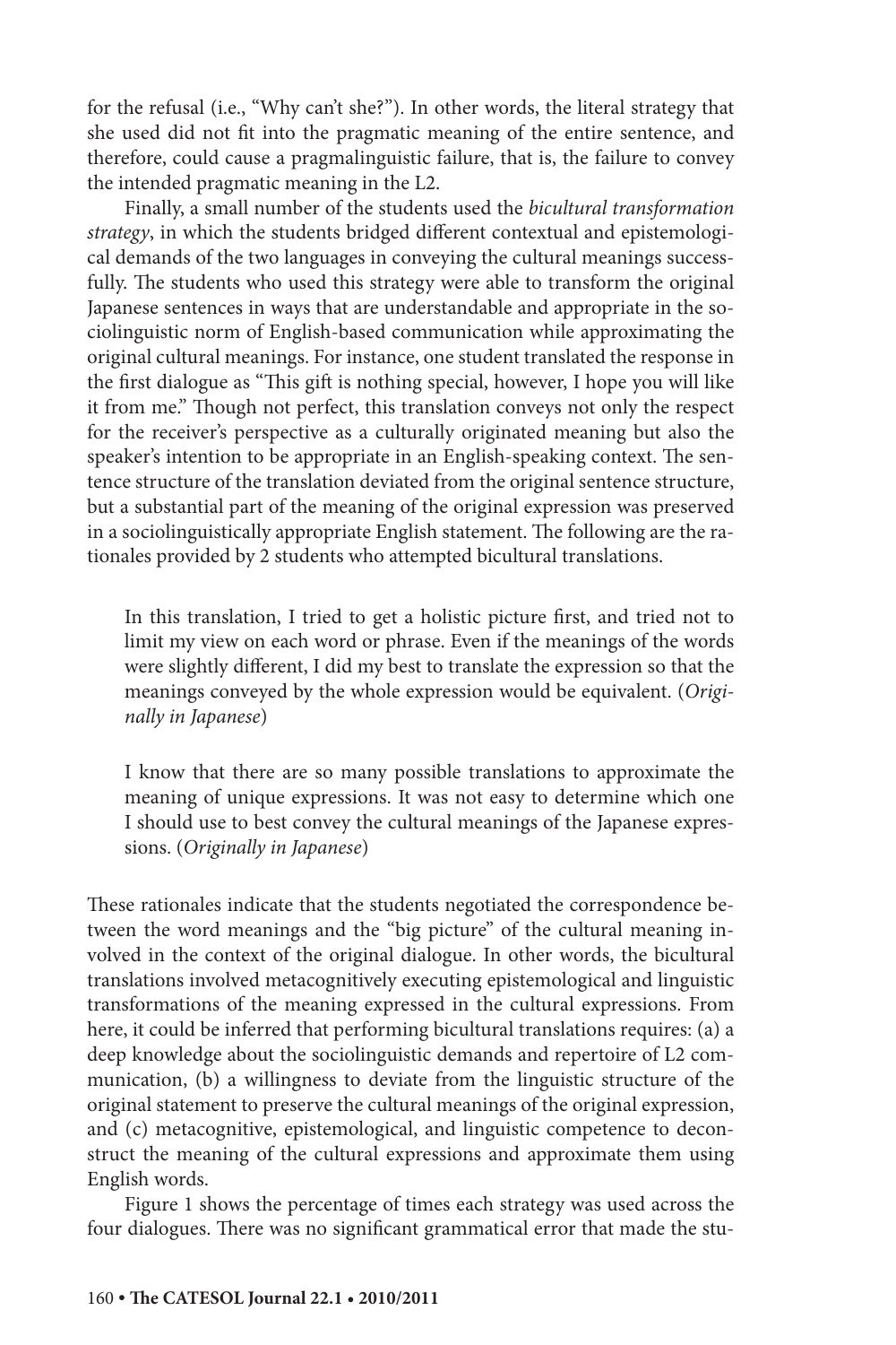for the refusal (i.e., "Why can't she?"). In other words, the literal strategy that she used did not fit into the pragmatic meaning of the entire sentence, and therefore, could cause a pragmalinguistic failure, that is, the failure to convey the intended pragmatic meaning in the L2.

Finally, a small number of the students used the *bicultural transformation strategy*, in which the students bridged different contextual and epistemological demands of the two languages in conveying the cultural meanings successfully. The students who used this strategy were able to transform the original Japanese sentences in ways that are understandable and appropriate in the sociolinguistic norm of English-based communication while approximating the original cultural meanings. For instance, one student translated the response in the first dialogue as "This gift is nothing special, however, I hope you will like it from me." Though not perfect, this translation conveys not only the respect for the receiver's perspective as a culturally originated meaning but also the speaker's intention to be appropriate in an English-speaking context. The sentence structure of the translation deviated from the original sentence structure, but a substantial part of the meaning of the original expression was preserved in a sociolinguistically appropriate English statement. The following are the rationales provided by 2 students who attempted bicultural translations.

> In this translation, I tried to get a holistic picture first, and tried not to limit my view on each word or phrase. Even if the meanings of the words were slightly different, I did my best to translate the expression so that the meanings conveyed by the whole expression would be equivalent. (*Originally in Japanese*)

> I know that there are so many possible translations to approximate the meaning of unique expressions. It was not easy to determine which one I should use to best convey the cultural meanings of the Japanese expressions. (*Originally in Japanese*)

These rationales indicate that the students negotiated the correspondence between the word meanings and the "big picture" of the cultural meaning involved in the context of the original dialogue. In other words, the bicultural translations involved metacognitively executing epistemological and linguistic transformations of the meaning expressed in the cultural expressions. From here, it could be inferred that performing bicultural translations requires: (a) a deep knowledge about the sociolinguistic demands and repertoire of L2 communication, (b) a willingness to deviate from the linguistic structure of the original statement to preserve the cultural meanings of the original expression, and (c) metacognitive, epistemological, and linguistic competence to deconstruct the meaning of the cultural expressions and approximate them using English words.

Figure 1 shows the percentage of times each strategy was used across the four dialogues. There was no significant grammatical error that made the stu-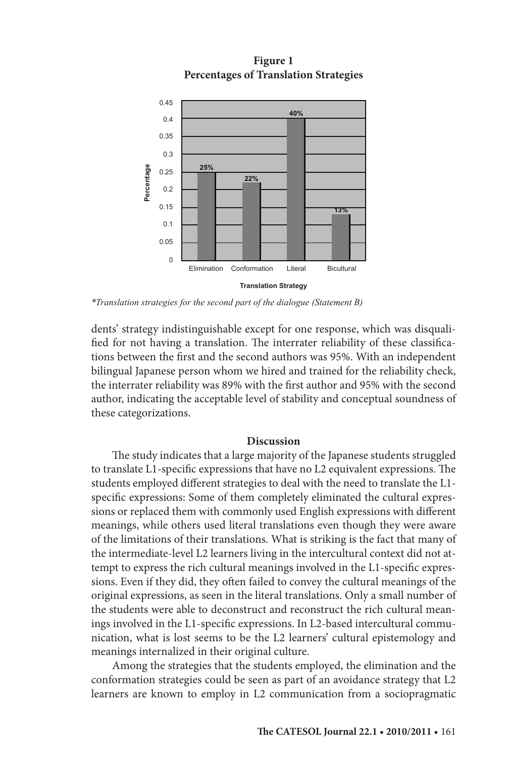**Figure 1**
**Percentages of Translation Strategies**

| Translation Strategy | Percentage |
|---|---|
| Elimination | 25% |
| Conformation | 22% |
| Literal | 40% |
| Bicultural | 13% |

*\*Translation strategies for the second part of the dialogue (Statement B)*

dents' strategy indistinguishable except for one response, which was disqualified for not having a translation. The interrater reliability of these classifications between the first and the second authors was 95%. With an independent bilingual Japanese person whom we hired and trained for the reliability check, the interrater reliability was 89% with the first author and 95% with the second author, indicating the acceptable level of stability and conceptual soundness of these categorizations.

## Discussion

The study indicates that a large majority of the Japanese students struggled to translate L1-specific expressions that have no L2 equivalent expressions. The students employed different strategies to deal with the need to translate the L1-specific expressions: Some of them completely eliminated the cultural expressions or replaced them with commonly used English expressions with different meanings, while others used literal translations even though they were aware of the limitations of their translations. What is striking is the fact that many of the intermediate-level L2 learners living in the intercultural context did not attempt to express the rich cultural meanings involved in the L1-specific expressions. Even if they did, they often failed to convey the cultural meanings of the original expressions, as seen in the literal translations. Only a small number of the students were able to deconstruct and reconstruct the rich cultural meanings involved in the L1-specific expressions. In L2-based intercultural communication, what is lost seems to be the L2 learners' cultural epistemology and meanings internalized in their original culture.

Among the strategies that the students employed, the elimination and the conformation strategies could be seen as part of an avoidance strategy that L2 learners are known to employ in L2 communication from a sociopragmatic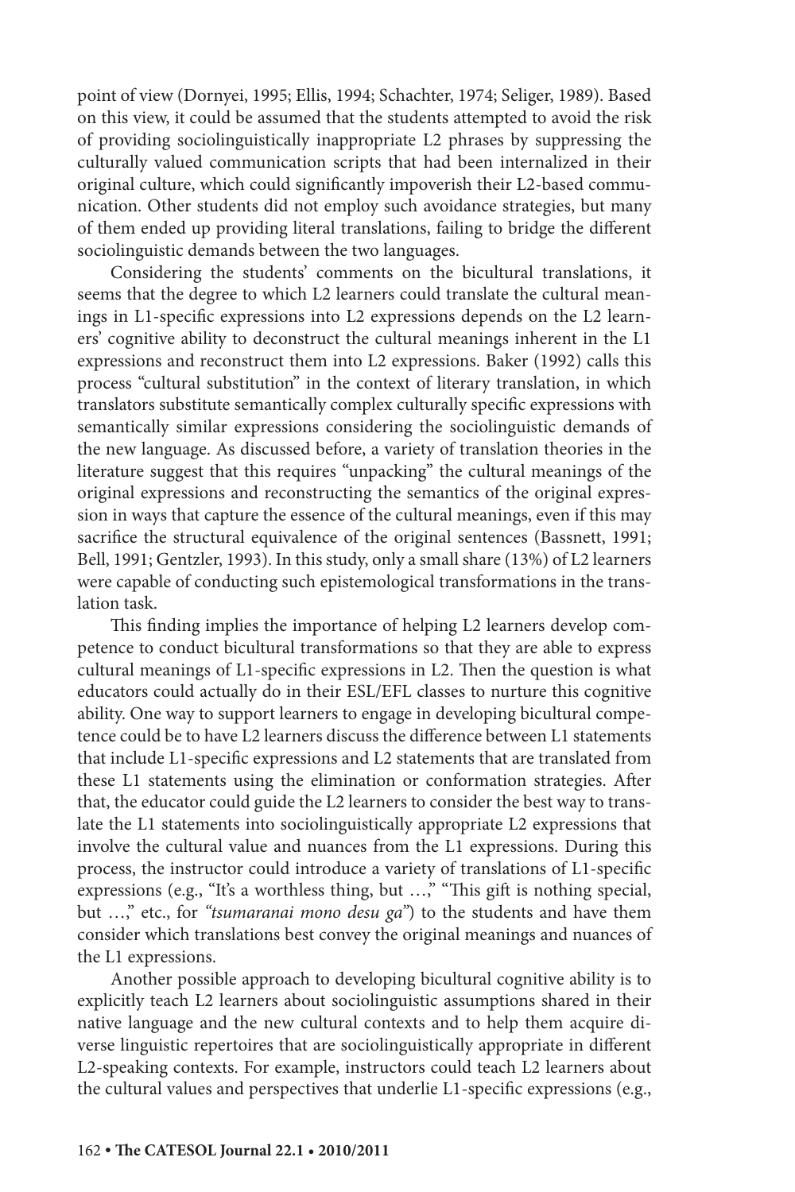point of view (Dornyei, 1995; Ellis, 1994; Schachter, 1974; Seliger, 1989). Based on this view, it could be assumed that the students attempted to avoid the risk of providing sociolinguistically inappropriate L2 phrases by suppressing the culturally valued communication scripts that had been internalized in their original culture, which could significantly impoverish their L2-based communication. Other students did not employ such avoidance strategies, but many of them ended up providing literal translations, failing to bridge the different sociolinguistic demands between the two languages.

Considering the students' comments on the bicultural translations, it seems that the degree to which L2 learners could translate the cultural meanings in L1-specific expressions into L2 expressions depends on the L2 learners' cognitive ability to deconstruct the cultural meanings inherent in the L1 expressions and reconstruct them into L2 expressions. Baker (1992) calls this process "cultural substitution" in the context of literary translation, in which translators substitute semantically complex culturally specific expressions with semantically similar expressions considering the sociolinguistic demands of the new language. As discussed before, a variety of translation theories in the literature suggest that this requires "unpacking" the cultural meanings of the original expressions and reconstructing the semantics of the original expression in ways that capture the essence of the cultural meanings, even if this may sacrifice the structural equivalence of the original sentences (Bassnett, 1991; Bell, 1991; Gentzler, 1993). In this study, only a small share (13%) of L2 learners were capable of conducting such epistemological transformations in the translation task.

This finding implies the importance of helping L2 learners develop competence to conduct bicultural transformations so that they are able to express cultural meanings of L1-specific expressions in L2. Then the question is what educators could actually do in their ESL/EFL classes to nurture this cognitive ability. One way to support learners to engage in developing bicultural competence could be to have L2 learners discuss the difference between L1 statements that include L1-specific expressions and L2 statements that are translated from these L1 statements using the elimination or conformation strategies. After that, the educator could guide the L2 learners to consider the best way to translate the L1 statements into sociolinguistically appropriate L2 expressions that involve the cultural value and nuances from the L1 expressions. During this process, the instructor could introduce a variety of translations of L1-specific expressions (e.g., "It's a worthless thing, but …," "This gift is nothing special, but …," etc., for *"tsumaranai mono desu ga"*) to the students and have them consider which translations best convey the original meanings and nuances of the L1 expressions.

Another possible approach to developing bicultural cognitive ability is to explicitly teach L2 learners about sociolinguistic assumptions shared in their native language and the new cultural contexts and to help them acquire diverse linguistic repertoires that are sociolinguistically appropriate in different L2-speaking contexts. For example, instructors could teach L2 learners about the cultural values and perspectives that underlie L1-specific expressions (e.g.,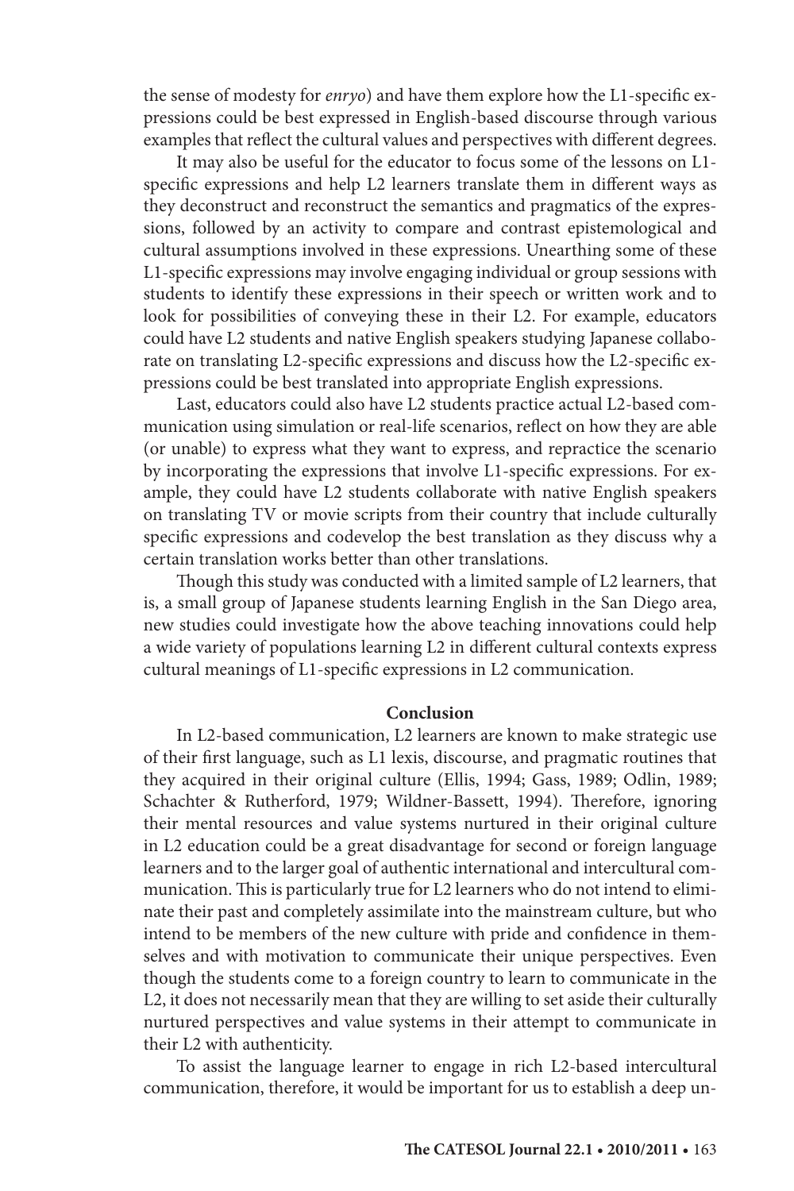the sense of modesty for *enryo*) and have them explore how the L1-specific expressions could be best expressed in English-based discourse through various examples that reflect the cultural values and perspectives with different degrees.

It may also be useful for the educator to focus some of the lessons on L1-specific expressions and help L2 learners translate them in different ways as they deconstruct and reconstruct the semantics and pragmatics of the expressions, followed by an activity to compare and contrast epistemological and cultural assumptions involved in these expressions. Unearthing some of these L1-specific expressions may involve engaging individual or group sessions with students to identify these expressions in their speech or written work and to look for possibilities of conveying these in their L2. For example, educators could have L2 students and native English speakers studying Japanese collaborate on translating L2-specific expressions and discuss how the L2-specific expressions could be best translated into appropriate English expressions.

Last, educators could also have L2 students practice actual L2-based communication using simulation or real-life scenarios, reflect on how they are able (or unable) to express what they want to express, and repractice the scenario by incorporating the expressions that involve L1-specific expressions. For example, they could have L2 students collaborate with native English speakers on translating TV or movie scripts from their country that include culturally specific expressions and codevelop the best translation as they discuss why a certain translation works better than other translations.

Though this study was conducted with a limited sample of L2 learners, that is, a small group of Japanese students learning English in the San Diego area, new studies could investigate how the above teaching innovations could help a wide variety of populations learning L2 in different cultural contexts express cultural meanings of L1-specific expressions in L2 communication.

## Conclusion

In L2-based communication, L2 learners are known to make strategic use of their first language, such as L1 lexis, discourse, and pragmatic routines that they acquired in their original culture (Ellis, 1994; Gass, 1989; Odlin, 1989; Schachter & Rutherford, 1979; Wildner-Bassett, 1994). Therefore, ignoring their mental resources and value systems nurtured in their original culture in L2 education could be a great disadvantage for second or foreign language learners and to the larger goal of authentic international and intercultural communication. This is particularly true for L2 learners who do not intend to eliminate their past and completely assimilate into the mainstream culture, but who intend to be members of the new culture with pride and confidence in themselves and with motivation to communicate their unique perspectives. Even though the students come to a foreign country to learn to communicate in the L2, it does not necessarily mean that they are willing to set aside their culturally nurtured perspectives and value systems in their attempt to communicate in their L2 with authenticity.

To assist the language learner to engage in rich L2-based intercultural communication, therefore, it would be important for us to establish a deep un-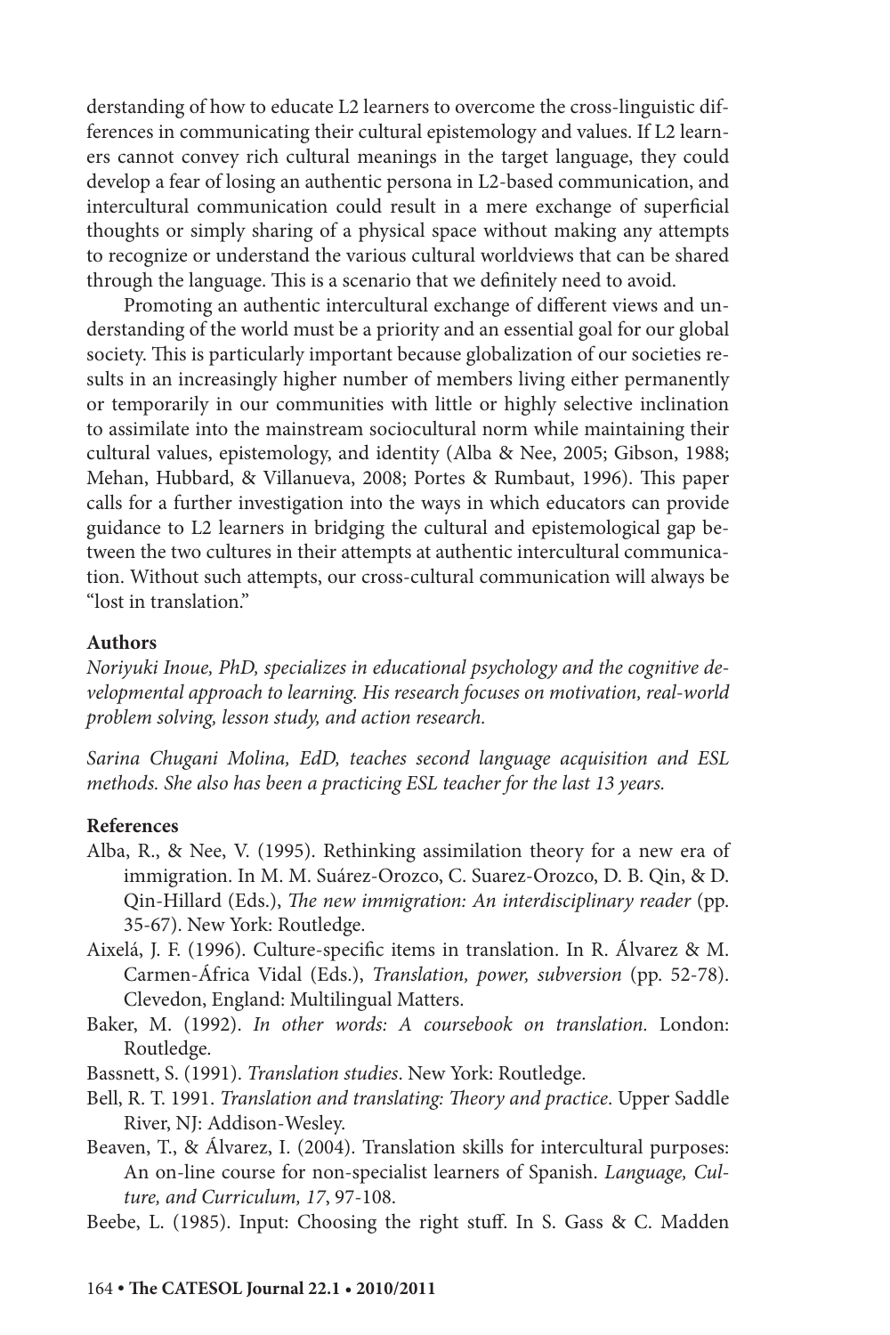derstanding of how to educate L2 learners to overcome the cross-linguistic differences in communicating their cultural epistemology and values. If L2 learners cannot convey rich cultural meanings in the target language, they could develop a fear of losing an authentic persona in L2-based communication, and intercultural communication could result in a mere exchange of superficial thoughts or simply sharing of a physical space without making any attempts to recognize or understand the various cultural worldviews that can be shared through the language. This is a scenario that we definitely need to avoid.

Promoting an authentic intercultural exchange of different views and understanding of the world must be a priority and an essential goal for our global society. This is particularly important because globalization of our societies results in an increasingly higher number of members living either permanently or temporarily in our communities with little or highly selective inclination to assimilate into the mainstream sociocultural norm while maintaining their cultural values, epistemology, and identity (Alba & Nee, 2005; Gibson, 1988; Mehan, Hubbard, & Villanueva, 2008; Portes & Rumbaut, 1996). This paper calls for a further investigation into the ways in which educators can provide guidance to L2 learners in bridging the cultural and epistemological gap between the two cultures in their attempts at authentic intercultural communication. Without such attempts, our cross-cultural communication will always be "lost in translation."

**Authors**

*Noriyuki Inoue, PhD, specializes in educational psychology and the cognitive developmental approach to learning. His research focuses on motivation, real-world problem solving, lesson study, and action research.*

*Sarina Chugani Molina, EdD, teaches second language acquisition and ESL methods. She also has been a practicing ESL teacher for the last 13 years.*

**References**

Alba, R., & Nee, V. (1995). Rethinking assimilation theory for a new era of immigration. In M. M. Suárez-Orozco, C. Suarez-Orozco, D. B. Qin, & D. Qin-Hillard (Eds.), *The new immigration: An interdisciplinary reader* (pp. 35-67). New York: Routledge.

Aixelá, J. F. (1996). Culture-specific items in translation. In R. Álvarez & M. Carmen-África Vidal (Eds.), *Translation, power, subversion* (pp. 52-78). Clevedon, England: Multilingual Matters.

Baker, M. (1992). *In other words: A coursebook on translation.* London: Routledge.

Bassnett, S. (1991). *Translation studies*. New York: Routledge.

Bell, R. T. 1991. *Translation and translating: Theory and practice*. Upper Saddle River, NJ: Addison-Wesley.

Beaven, T., & Álvarez, I. (2004). Translation skills for intercultural purposes: An on-line course for non-specialist learners of Spanish. *Language, Culture, and Curriculum, 17*, 97-108.

Beebe, L. (1985). Input: Choosing the right stuff. In S. Gass & C. Madden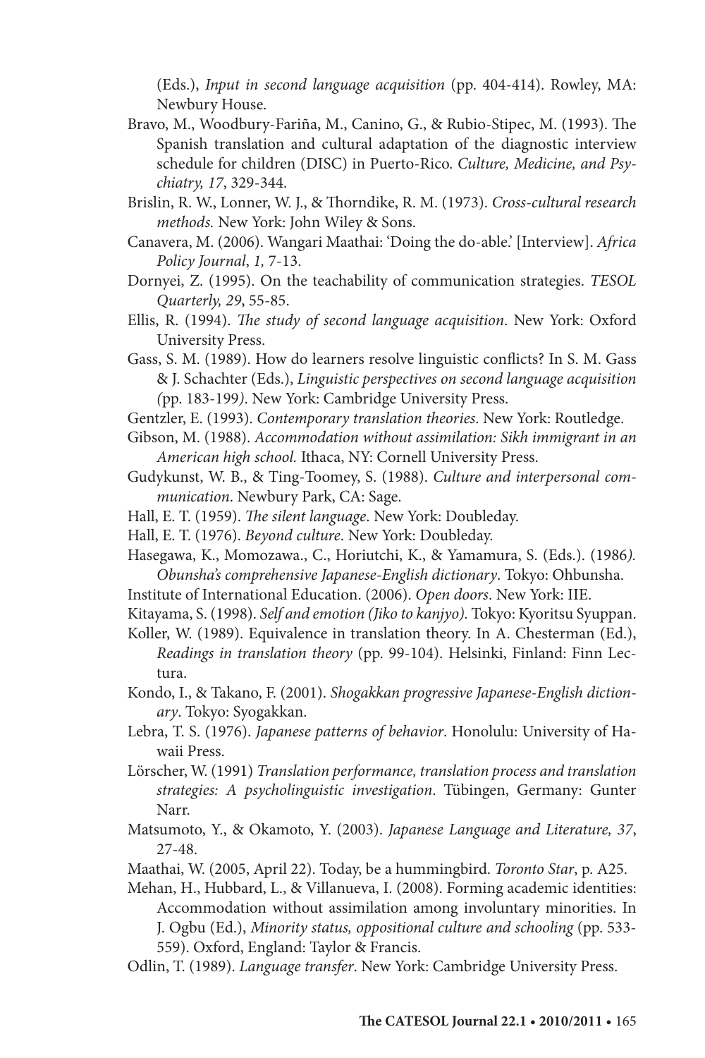(Eds.), *Input in second language acquisition* (pp. 404-414). Rowley, MA: Newbury House.

Bravo, M., Woodbury-Fariña, M., Canino, G., & Rubio-Stipec, M. (1993). The Spanish translation and cultural adaptation of the diagnostic interview schedule for children (DISC) in Puerto-Rico. *Culture, Medicine, and Psychiatry, 17*, 329-344.

Brislin, R. W., Lonner, W. J., & Thorndike, R. M. (1973). *Cross-cultural research methods.* New York: John Wiley & Sons.

Canavera, M. (2006). Wangari Maathai: 'Doing the do-able.' [Interview]. *Africa Policy Journal*, *1,* 7-13.

Dornyei, Z. (1995). On the teachability of communication strategies. *TESOL Quarterly, 29*, 55-85.

Ellis, R. (1994). *The study of second language acquisition*. New York: Oxford University Press.

Gass, S. M. (1989). How do learners resolve linguistic conflicts? In S. M. Gass & J. Schachter (Eds.), *Linguistic perspectives on second language acquisition (*pp. 183-199*)*. New York: Cambridge University Press.

Gentzler, E. (1993). *Contemporary translation theories*. New York: Routledge.

Gibson, M. (1988). *Accommodation without assimilation: Sikh immigrant in an American high school.* Ithaca, NY: Cornell University Press.

Gudykunst, W. B., & Ting-Toomey, S. (1988). *Culture and interpersonal communication*. Newbury Park, CA: Sage.

Hall, E. T. (1959). *The silent language*. New York: Doubleday.

Hall, E. T. (1976). *Beyond culture*. New York: Doubleday.

Hasegawa, K., Momozawa., C., Horiutchi, K., & Yamamura, S. (Eds.). (1986*). Obunsha's comprehensive Japanese-English dictionary*. Tokyo: Ohbunsha.

Institute of International Education. (2006). *Open doors*. New York: IIE.

Kitayama, S. (1998). *Self and emotion (Jiko to kanjyo).* Tokyo: Kyoritsu Syuppan.

Koller, W. (1989). Equivalence in translation theory. In A. Chesterman (Ed.), *Readings in translation theory* (pp. 99-104). Helsinki, Finland: Finn Lectura.

Kondo, I., & Takano, F. (2001). *Shogakkan progressive Japanese-English dictionary*. Tokyo: Syogakkan.

Lebra, T. S. (1976). *Japanese patterns of behavior*. Honolulu: University of Hawaii Press.

Lörscher, W. (1991) *Translation performance, translation process and translation strategies: A psycholinguistic investigation*. Tübingen, Germany: Gunter Narr.

Matsumoto, Y., & Okamoto, Y. (2003). *Japanese Language and Literature, 37*, 27-48.

Maathai, W. (2005, April 22). Today, be a hummingbird. *Toronto Star*, p. A25.

Mehan, H., Hubbard, L., & Villanueva, I. (2008). Forming academic identities: Accommodation without assimilation among involuntary minorities. In J. Ogbu (Ed.), *Minority status, oppositional culture and schooling* (pp. 533-559). Oxford, England: Taylor & Francis.

Odlin, T. (1989). *Language transfer*. New York: Cambridge University Press.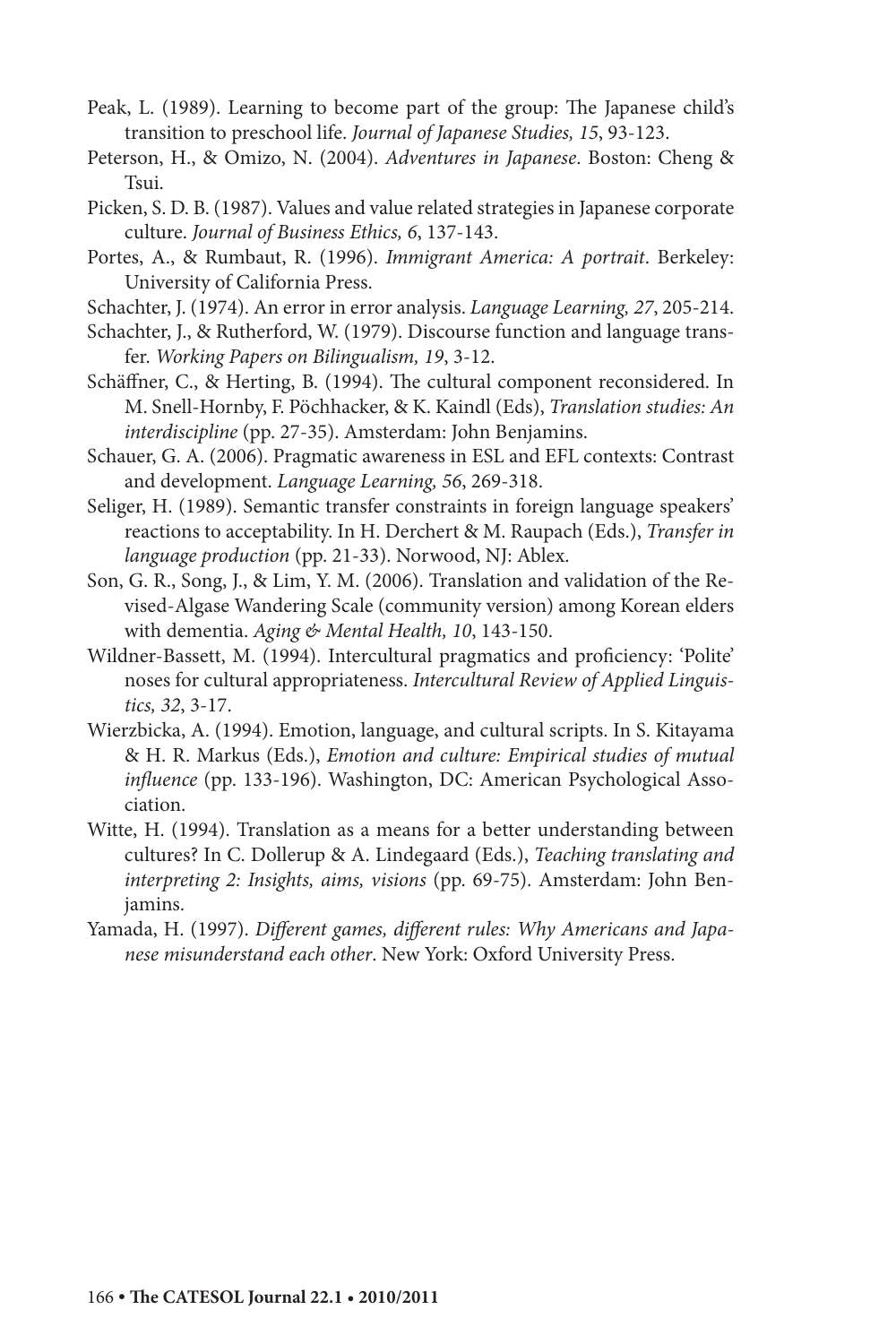Peak, L. (1989). Learning to become part of the group: The Japanese child's transition to preschool life. *Journal of Japanese Studies, 15*, 93-123.

Peterson, H., & Omizo, N. (2004). *Adventures in Japanese*. Boston: Cheng & Tsui.

Picken, S. D. B. (1987). Values and value related strategies in Japanese corporate culture. *Journal of Business Ethics, 6*, 137-143.

Portes, A., & Rumbaut, R. (1996). *Immigrant America: A portrait*. Berkeley: University of California Press.

Schachter, J. (1974). An error in error analysis. *Language Learning, 27*, 205-214.

Schachter, J., & Rutherford, W. (1979). Discourse function and language transfer. *Working Papers on Bilingualism, 19*, 3-12.

Schäffner, C., & Herting, B. (1994). The cultural component reconsidered. In M. Snell-Hornby, F. Pöchhacker, & K. Kaindl (Eds), *Translation studies: An interdiscipline* (pp. 27-35). Amsterdam: John Benjamins.

Schauer, G. A. (2006). Pragmatic awareness in ESL and EFL contexts: Contrast and development. *Language Learning, 56*, 269-318.

Seliger, H. (1989). Semantic transfer constraints in foreign language speakers' reactions to acceptability. In H. Derchert & M. Raupach (Eds.), *Transfer in language production* (pp. 21-33). Norwood, NJ: Ablex.

Son, G. R., Song, J., & Lim, Y. M. (2006). Translation and validation of the Revised-Algase Wandering Scale (community version) among Korean elders with dementia. *Aging & Mental Health, 10*, 143-150.

Wildner-Bassett, M. (1994). Intercultural pragmatics and proficiency: 'Polite' noses for cultural appropriateness. *Intercultural Review of Applied Linguistics, 32*, 3-17.

Wierzbicka, A. (1994). Emotion, language, and cultural scripts. In S. Kitayama & H. R. Markus (Eds.), *Emotion and culture: Empirical studies of mutual influence* (pp. 133-196). Washington, DC: American Psychological Association.

Witte, H. (1994). Translation as a means for a better understanding between cultures? In C. Dollerup & A. Lindegaard (Eds.), *Teaching translating and interpreting 2: Insights, aims, visions* (pp. 69-75). Amsterdam: John Benjamins.

Yamada, H. (1997). *Different games, different rules: Why Americans and Japanese misunderstand each other*. New York: Oxford University Press.